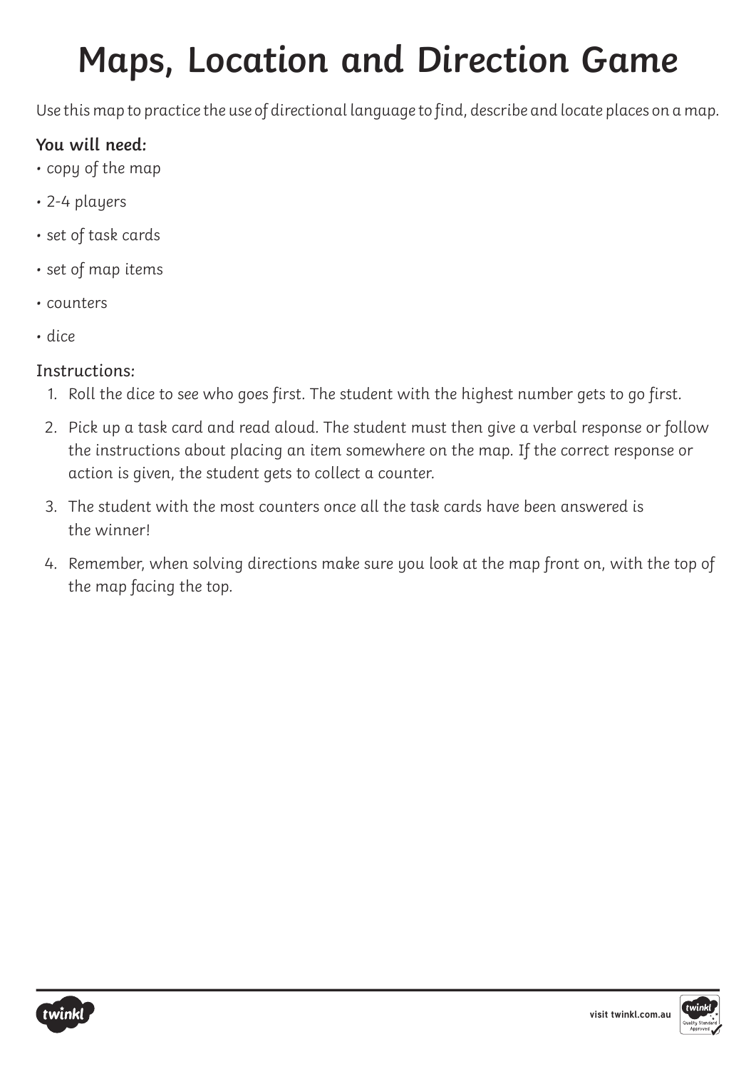# Maps, Location and Direction Game

*Use this map to practice the use of directional language to find, describe and locate places on a map.*

**You will need:**

- copy of the map
- 2-4 players
- set of task cards
- set of map items
- counters
- dice

Instructions:

1. *Roll the dice to see who goes first. The student with the highest number gets to go first.*
2. *Pick up a task card and read aloud. The student must then give a verbal response or follow the instructions about placing an item somewhere on the map. If the correct response or action is given, the student gets to collect a counter.*
3. *The student with the most counters once all the task cards have been answered is the winner!*
4. *Remember, when solving directions make sure you look at the map front on, with the top of the map facing the top.*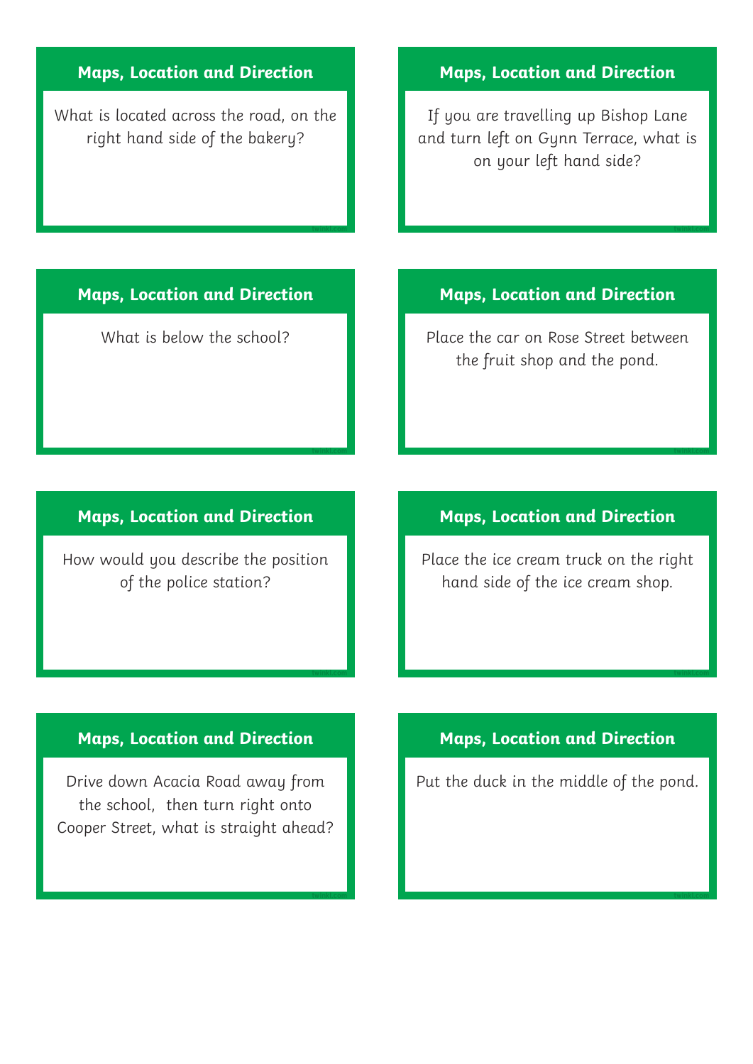## Maps, Location and Direction

What is located across the road, on the right hand side of the bakery?

## Maps, Location and Direction

If you are travelling up Bishop Lane and turn left on Gynn Terrace, what is on your left hand side?

## Maps, Location and Direction

What is below the school?

## Maps, Location and Direction

Place the car on Rose Street between the fruit shop and the pond.

## Maps, Location and Direction

How would you describe the position of the police station?

## Maps, Location and Direction

Place the ice cream truck on the right hand side of the ice cream shop.

## Maps, Location and Direction

Drive down Acacia Road away from the school, then turn right onto Cooper Street, what is straight ahead?

## Maps, Location and Direction

Put the duck in the middle of the pond.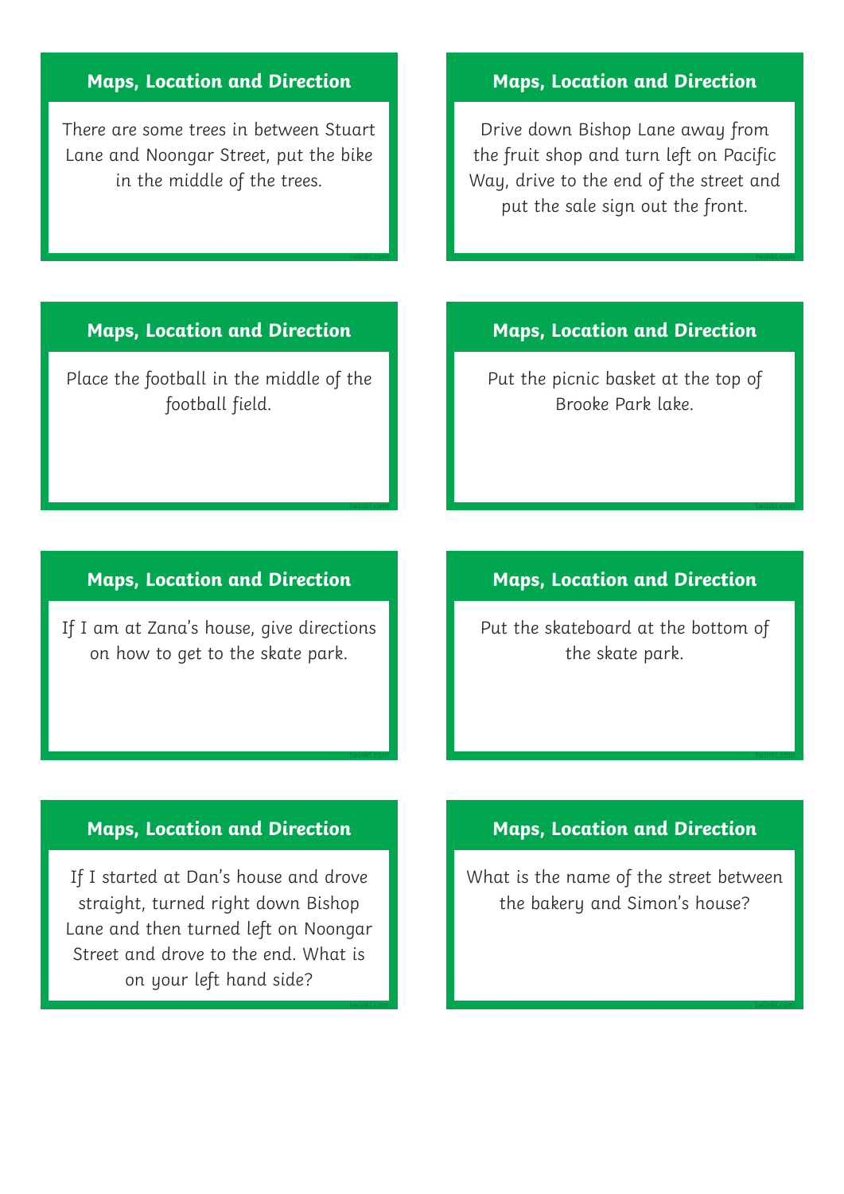### Maps, Location and Direction

There are some trees in between Stuart Lane and Noongar Street, put the bike in the middle of the trees.

### Maps, Location and Direction

Drive down Bishop Lane away from the fruit shop and turn left on Pacific Way, drive to the end of the street and put the sale sign out the front.

### Maps, Location and Direction

Place the football in the middle of the football field.

### Maps, Location and Direction

Put the picnic basket at the top of Brooke Park lake.

### Maps, Location and Direction

If I am at Zana's house, give directions on how to get to the skate park.

### Maps, Location and Direction

Put the skateboard at the bottom of the skate park.

### Maps, Location and Direction

If I started at Dan's house and drove straight, turned right down Bishop Lane and then turned left on Noongar Street and drove to the end. What is on your left hand side?

### Maps, Location and Direction

What is the name of the street between the bakery and Simon's house?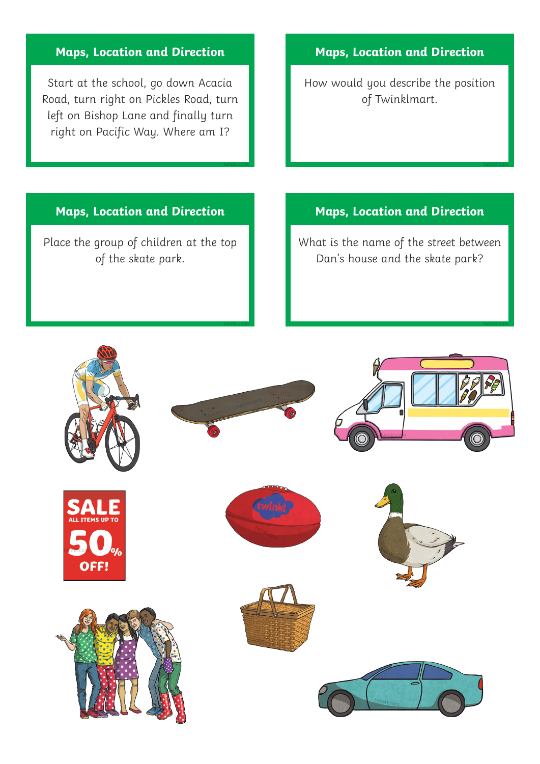## Maps, Location and Direction

Start at the school, go down Acacia Road, turn right on Pickles Road, turn left on Bishop Lane and finally turn right on Pacific Way. Where am I?

## Maps, Location and Direction

How would you describe the position of Twinklmart.

## Maps, Location and Direction

Place the group of children at the top of the skate park.

## Maps, Location and Direction

What is the name of the street between Dan's house and the skate park?

SALE
ALL ITEMS UP TO
50%
OFF!